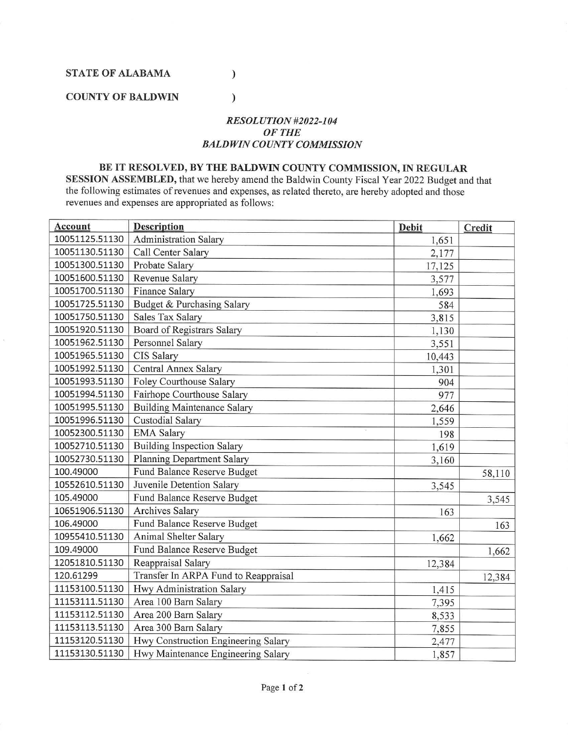**STATE OF ALABAMA )**

**COUNTY OF BALDWIN )**

***RESOLUTION #2022-104***
***OF THE***
***BALDWIN COUNTY COMMISSION***

**BE IT RESOLVED, BY THE BALDWIN COUNTY COMMISSION, IN REGULAR SESSION ASSEMBLED,** that we hereby amend the Baldwin County Fiscal Year 2022 Budget and that the following estimates of revenues and expenses, as related thereto, are hereby adopted and those revenues and expenses are appropriated as follows:

| Account | Description | Debit | Credit |
|---|---|---|---|
| 10051125.51130 | Administration Salary | 1,651 | |
| 10051130.51130 | Call Center Salary | 2,177 | |
| 10051300.51130 | Probate Salary | 17,125 | |
| 10051600.51130 | Revenue Salary | 3,577 | |
| 10051700.51130 | Finance Salary | 1,693 | |
| 10051725.51130 | Budget & Purchasing Salary | 584 | |
| 10051750.51130 | Sales Tax Salary | 3,815 | |
| 10051920.51130 | Board of Registrars Salary | 1,130 | |
| 10051962.51130 | Personnel Salary | 3,551 | |
| 10051965.51130 | CIS Salary | 10,443 | |
| 10051992.51130 | Central Annex Salary | 1,301 | |
| 10051993.51130 | Foley Courthouse Salary | 904 | |
| 10051994.51130 | Fairhope Courthouse Salary | 977 | |
| 10051995.51130 | Building Maintenance Salary | 2,646 | |
| 10051996.51130 | Custodial Salary | 1,559 | |
| 10052300.51130 | EMA Salary | 198 | |
| 10052710.51130 | Building Inspection Salary | 1,619 | |
| 10052730.51130 | Planning Department Salary | 3,160 | |
| 100.49000 | Fund Balance Reserve Budget | | 58,110 |
| 10552610.51130 | Juvenile Detention Salary | 3,545 | |
| 105.49000 | Fund Balance Reserve Budget | | 3,545 |
| 10651906.51130 | Archives Salary | 163 | |
| 106.49000 | Fund Balance Reserve Budget | | 163 |
| 10955410.51130 | Animal Shelter Salary | 1,662 | |
| 109.49000 | Fund Balance Reserve Budget | | 1,662 |
| 12051810.51130 | Reappraisal Salary | 12,384 | |
| 120.61299 | Transfer In ARPA Fund to Reappraisal | | 12,384 |
| 11153100.51130 | Hwy Administration Salary | 1,415 | |
| 11153111.51130 | Area 100 Barn Salary | 7,395 | |
| 11153112.51130 | Area 200 Barn Salary | 8,533 | |
| 11153113.51130 | Area 300 Barn Salary | 7,855 | |
| 11153120.51130 | Hwy Construction Engineering Salary | 2,477 | |
| 11153130.51130 | Hwy Maintenance Engineering Salary | 1,857 | |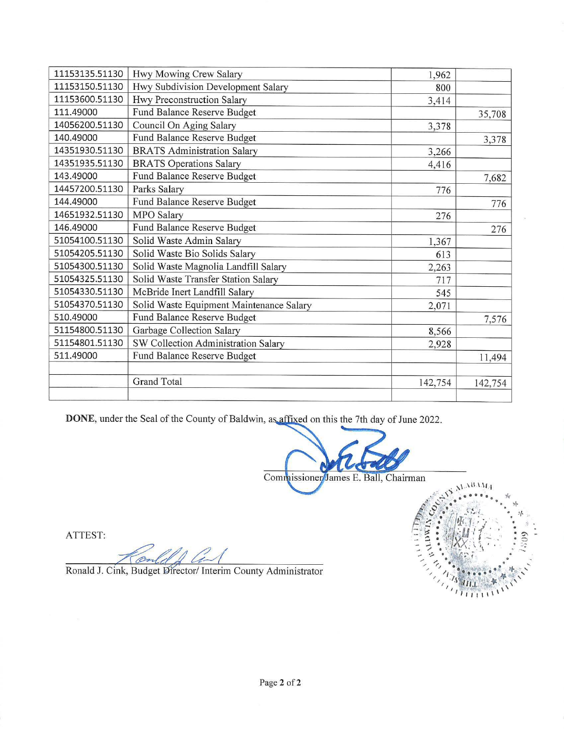| | | | |
|---|---|---|---|
| 11153135.51130 | Hwy Mowing Crew Salary | 1,962 | |
| 11153150.51130 | Hwy Subdivision Development Salary | 800 | |
| 11153600.51130 | Hwy Preconstruction Salary | 3,414 | |
| 111.49000 | Fund Balance Reserve Budget | | 35,708 |
| 14056200.51130 | Council On Aging Salary | 3,378 | |
| 140.49000 | Fund Balance Reserve Budget | | 3,378 |
| 14351930.51130 | BRATS Administration Salary | 3,266 | |
| 14351935.51130 | BRATS Operations Salary | 4,416 | |
| 143.49000 | Fund Balance Reserve Budget | | 7,682 |
| 14457200.51130 | Parks Salary | 776 | |
| 144.49000 | Fund Balance Reserve Budget | | 776 |
| 14651932.51130 | MPO Salary | 276 | |
| 146.49000 | Fund Balance Reserve Budget | | 276 |
| 51054100.51130 | Solid Waste Admin Salary | 1,367 | |
| 51054205.51130 | Solid Waste Bio Solids Salary | 613 | |
| 51054300.51130 | Solid Waste Magnolia Landfill Salary | 2,263 | |
| 51054325.51130 | Solid Waste Transfer Station Salary | 717 | |
| 51054330.51130 | McBride Inert Landfill Salary | 545 | |
| 51054370.51130 | Solid Waste Equipment Maintenance Salary | 2,071 | |
| 510.49000 | Fund Balance Reserve Budget | | 7,576 |
| 51154800.51130 | Garbage Collection Salary | 8,566 | |
| 51154801.51130 | SW Collection Administration Salary | 2,928 | |
| 511.49000 | Fund Balance Reserve Budget | | 11,494 |
| | | | |
| | Grand Total | 142,754 | 142,754 |
| | | | |

**DONE**, under the Seal of the County of Baldwin, as affixed on this the 7th day of June 2022.

Commissioner James E. Ball, Chairman

ATTEST:

Ronald J. Cink, Budget Director/ Interim County Administrator